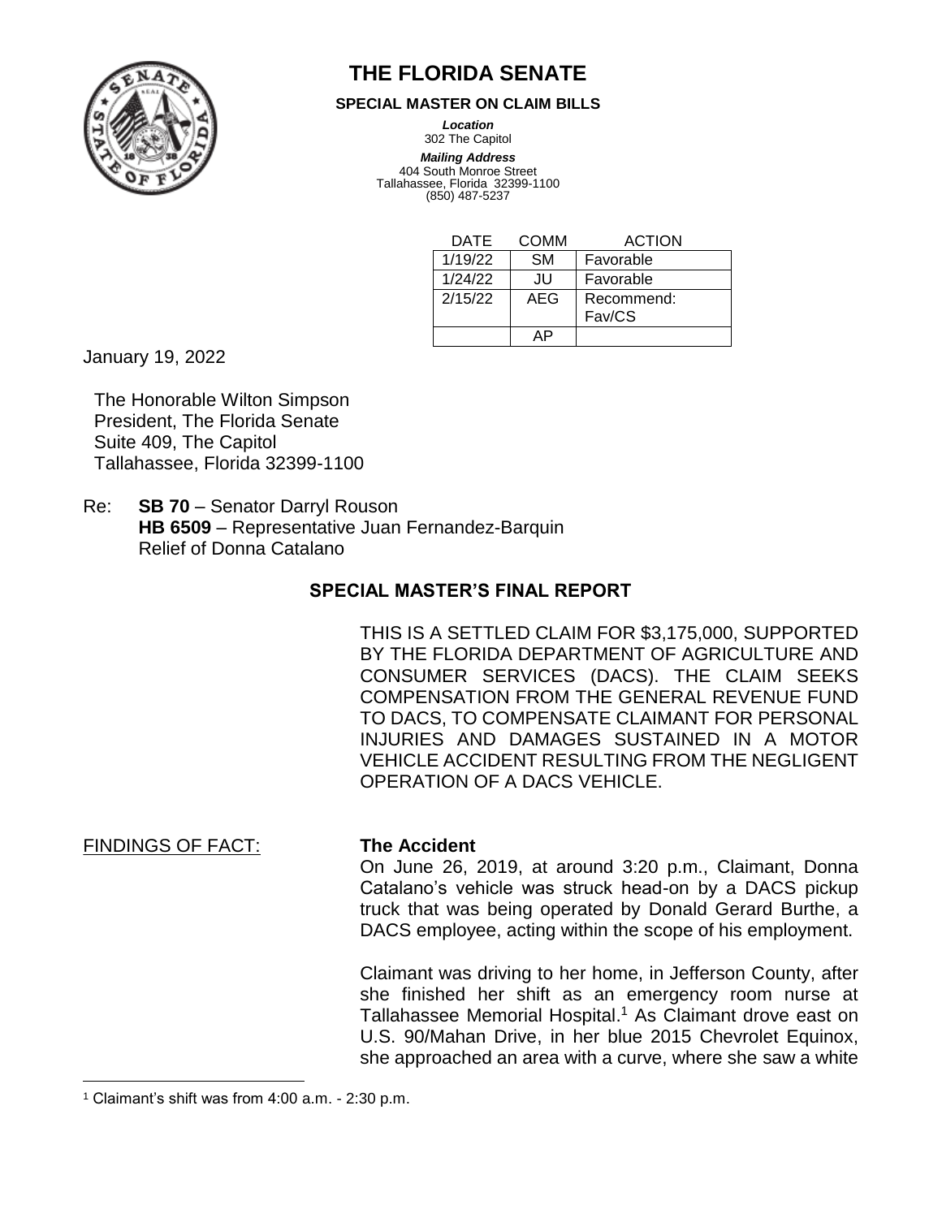# THE FLORIDA SENATE

**SPECIAL MASTER ON CLAIM BILLS**

***Location***
302 The Capitol

***Mailing Address***
404 South Monroe Street
Tallahassee, Florida 32399-1100
(850) 487-5237

| DATE | COMM | ACTION |
|---|---|---|
| 1/19/22 | SM | Favorable |
| 1/24/22 | JU | Favorable |
| 2/15/22 | AEG | Recommend: Fav/CS |
| | AP | |

January 19, 2022

The Honorable Wilton Simpson
President, The Florida Senate
Suite 409, The Capitol
Tallahassee, Florida 32399-1100

Re: **SB 70** – Senator Darryl Rouson
**HB 6509** – Representative Juan Fernandez-Barquin
Relief of Donna Catalano

## SPECIAL MASTER'S FINAL REPORT

THIS IS A SETTLED CLAIM FOR $3,175,000, SUPPORTED BY THE FLORIDA DEPARTMENT OF AGRICULTURE AND CONSUMER SERVICES (DACS). THE CLAIM SEEKS COMPENSATION FROM THE GENERAL REVENUE FUND TO DACS, TO COMPENSATE CLAIMANT FOR PERSONAL INJURIES AND DAMAGES SUSTAINED IN A MOTOR VEHICLE ACCIDENT RESULTING FROM THE NEGLIGENT OPERATION OF A DACS VEHICLE.

FINDINGS OF FACT:

**The Accident**

On June 26, 2019, at around 3:20 p.m., Claimant, Donna Catalano's vehicle was struck head-on by a DACS pickup truck that was being operated by Donald Gerard Burthe, a DACS employee, acting within the scope of his employment.

Claimant was driving to her home, in Jefferson County, after she finished her shift as an emergency room nurse at Tallahassee Memorial Hospital.[1] As Claimant drove east on U.S. 90/Mahan Drive, in her blue 2015 Chevrolet Equinox, she approached an area with a curve, where she saw a white

[1] Claimant's shift was from 4:00 a.m. - 2:30 p.m.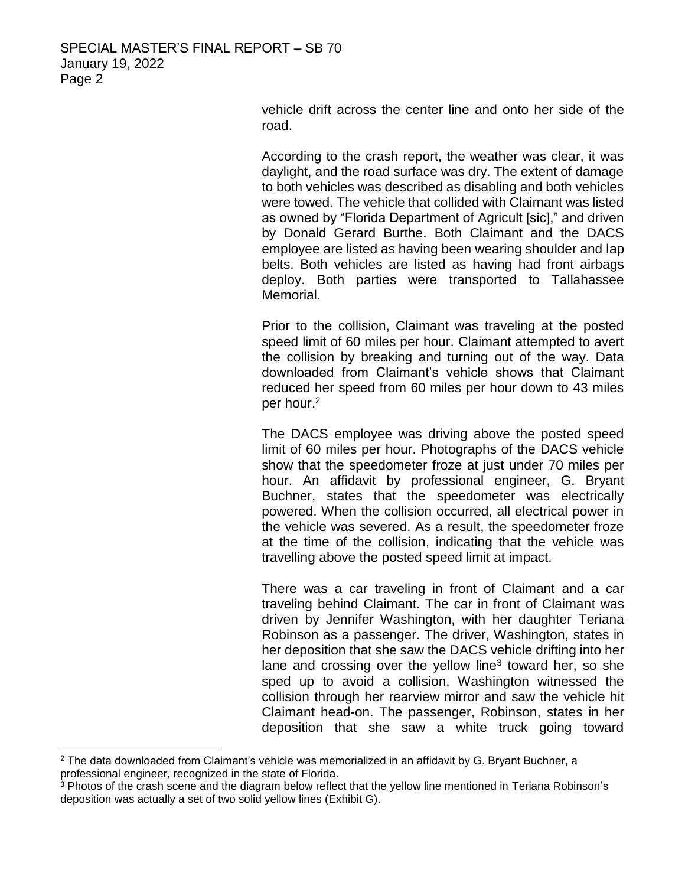vehicle drift across the center line and onto her side of the road.

According to the crash report, the weather was clear, it was daylight, and the road surface was dry. The extent of damage to both vehicles was described as disabling and both vehicles were towed. The vehicle that collided with Claimant was listed as owned by "Florida Department of Agricult [sic]," and driven by Donald Gerard Burthe. Both Claimant and the DACS employee are listed as having been wearing shoulder and lap belts. Both vehicles are listed as having had front airbags deploy. Both parties were transported to Tallahassee Memorial.

Prior to the collision, Claimant was traveling at the posted speed limit of 60 miles per hour. Claimant attempted to avert the collision by breaking and turning out of the way. Data downloaded from Claimant's vehicle shows that Claimant reduced her speed from 60 miles per hour down to 43 miles per hour.[2]

The DACS employee was driving above the posted speed limit of 60 miles per hour. Photographs of the DACS vehicle show that the speedometer froze at just under 70 miles per hour. An affidavit by professional engineer, G. Bryant Buchner, states that the speedometer was electrically powered. When the collision occurred, all electrical power in the vehicle was severed. As a result, the speedometer froze at the time of the collision, indicating that the vehicle was travelling above the posted speed limit at impact.

There was a car traveling in front of Claimant and a car traveling behind Claimant. The car in front of Claimant was driven by Jennifer Washington, with her daughter Teriana Robinson as a passenger. The driver, Washington, states in her deposition that she saw the DACS vehicle drifting into her lane and crossing over the yellow line[3] toward her, so she sped up to avoid a collision. Washington witnessed the collision through her rearview mirror and saw the vehicle hit Claimant head-on. The passenger, Robinson, states in her deposition that she saw a white truck going toward

---

[2] The data downloaded from Claimant's vehicle was memorialized in an affidavit by G. Bryant Buchner, a professional engineer, recognized in the state of Florida.

[3] Photos of the crash scene and the diagram below reflect that the yellow line mentioned in Teriana Robinson's deposition was actually a set of two solid yellow lines (Exhibit G).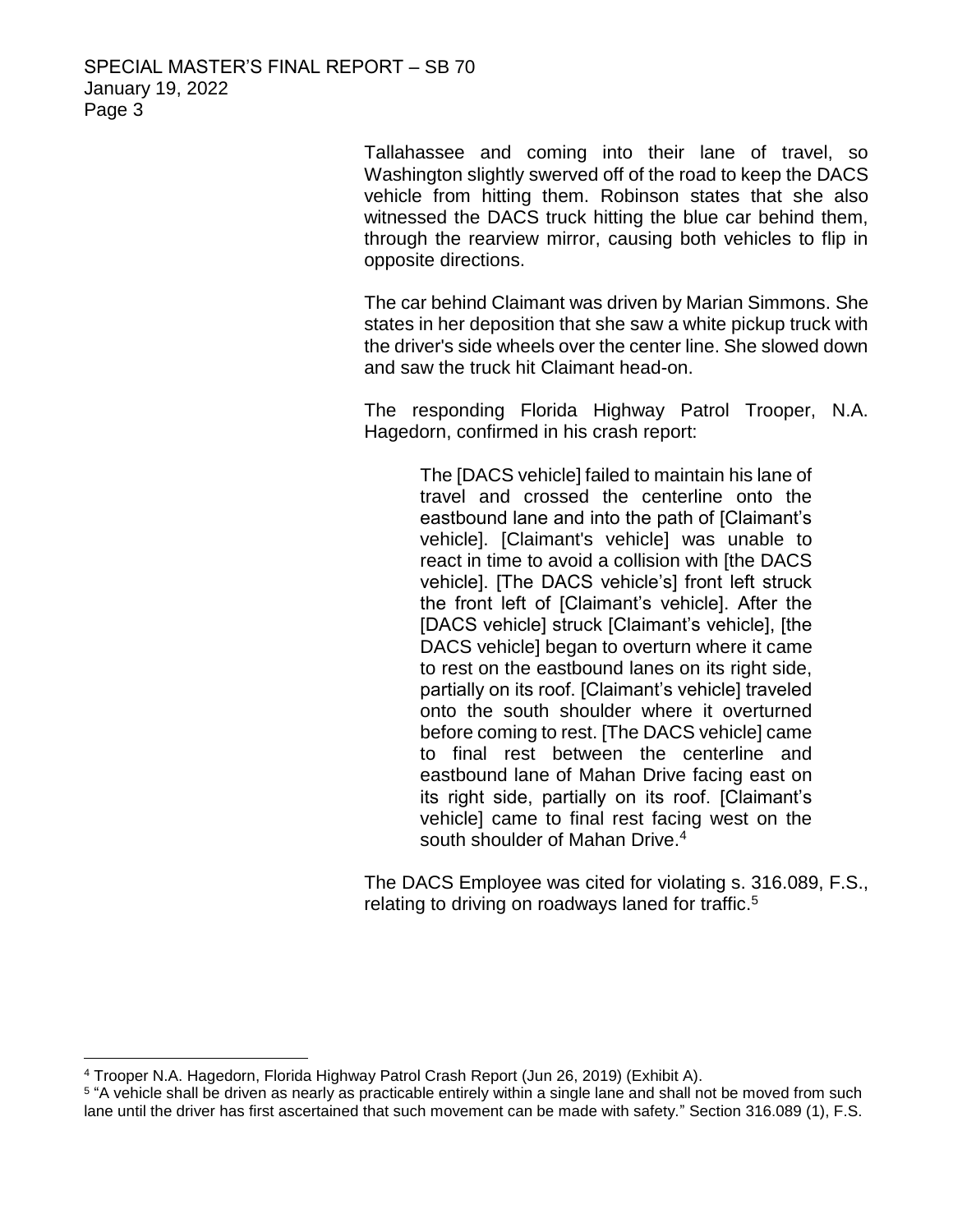Tallahassee and coming into their lane of travel, so Washington slightly swerved off of the road to keep the DACS vehicle from hitting them. Robinson states that she also witnessed the DACS truck hitting the blue car behind them, through the rearview mirror, causing both vehicles to flip in opposite directions.

The car behind Claimant was driven by Marian Simmons. She states in her deposition that she saw a white pickup truck with the driver's side wheels over the center line. She slowed down and saw the truck hit Claimant head-on.

The responding Florida Highway Patrol Trooper, N.A. Hagedorn, confirmed in his crash report:

> The [DACS vehicle] failed to maintain his lane of travel and crossed the centerline onto the eastbound lane and into the path of [Claimant's vehicle]. [Claimant's vehicle] was unable to react in time to avoid a collision with [the DACS vehicle]. [The DACS vehicle's] front left struck the front left of [Claimant's vehicle]. After the [DACS vehicle] struck [Claimant's vehicle], [the DACS vehicle] began to overturn where it came to rest on the eastbound lanes on its right side, partially on its roof. [Claimant's vehicle] traveled onto the south shoulder where it overturned before coming to rest. [The DACS vehicle] came to final rest between the centerline and eastbound lane of Mahan Drive facing east on its right side, partially on its roof. [Claimant's vehicle] came to final rest facing west on the south shoulder of Mahan Drive.[4]

The DACS Employee was cited for violating s. 316.089, F.S., relating to driving on roadways laned for traffic.[5]

---

[4] Trooper N.A. Hagedorn, Florida Highway Patrol Crash Report (Jun 26, 2019) (Exhibit A).

[5] "A vehicle shall be driven as nearly as practicable entirely within a single lane and shall not be moved from such lane until the driver has first ascertained that such movement can be made with safety." Section 316.089 (1), F.S.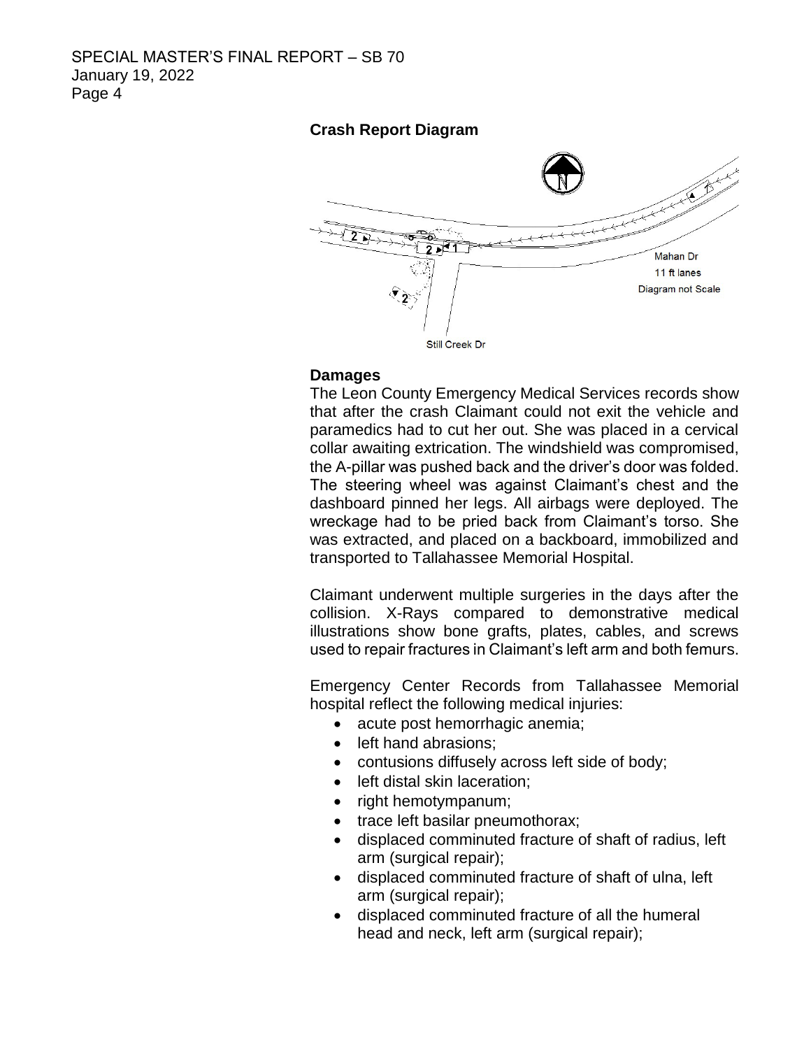**Crash Report Diagram**

Mahan Dr

11 ft lanes

Diagram not Scale

Still Creek Dr

**Damages**

The Leon County Emergency Medical Services records show that after the crash Claimant could not exit the vehicle and paramedics had to cut her out. She was placed in a cervical collar awaiting extrication. The windshield was compromised, the A-pillar was pushed back and the driver's door was folded. The steering wheel was against Claimant's chest and the dashboard pinned her legs. All airbags were deployed. The wreckage had to be pried back from Claimant's torso. She was extracted, and placed on a backboard, immobilized and transported to Tallahassee Memorial Hospital.

Claimant underwent multiple surgeries in the days after the collision. X-Rays compared to demonstrative medical illustrations show bone grafts, plates, cables, and screws used to repair fractures in Claimant's left arm and both femurs.

Emergency Center Records from Tallahassee Memorial hospital reflect the following medical injuries:

- acute post hemorrhagic anemia;
- left hand abrasions;
- contusions diffusely across left side of body;
- left distal skin laceration;
- right hemotympanum;
- trace left basilar pneumothorax;
- displaced comminuted fracture of shaft of radius, left arm (surgical repair);
- displaced comminuted fracture of shaft of ulna, left arm (surgical repair);
- displaced comminuted fracture of all the humeral head and neck, left arm (surgical repair);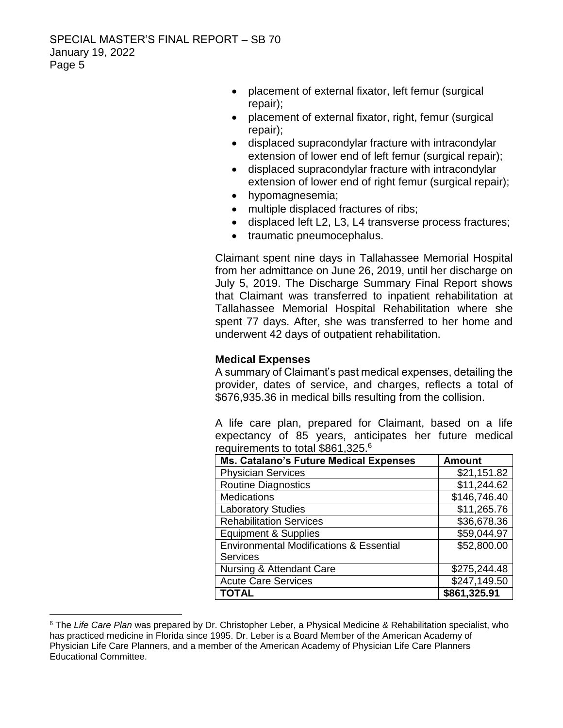- placement of external fixator, left femur (surgical repair);
- placement of external fixator, right, femur (surgical repair);
- displaced supracondylar fracture with intracondylar extension of lower end of left femur (surgical repair);
- displaced supracondylar fracture with intracondylar extension of lower end of right femur (surgical repair);
- hypomagnesemia;
- multiple displaced fractures of ribs;
- displaced left L2, L3, L4 transverse process fractures;
- traumatic pneumocephalus.

Claimant spent nine days in Tallahassee Memorial Hospital from her admittance on June 26, 2019, until her discharge on July 5, 2019. The Discharge Summary Final Report shows that Claimant was transferred to inpatient rehabilitation at Tallahassee Memorial Hospital Rehabilitation where she spent 77 days. After, she was transferred to her home and underwent 42 days of outpatient rehabilitation.

**Medical Expenses**

A summary of Claimant's past medical expenses, detailing the provider, dates of service, and charges, reflects a total of $676,935.36 in medical bills resulting from the collision.

A life care plan, prepared for Claimant, based on a life expectancy of 85 years, anticipates her future medical requirements to total $861,325.[6]

| Ms. Catalano's Future Medical Expenses | Amount |
|---|---|
| Physician Services | $21,151.82 |
| Routine Diagnostics | $11,244.62 |
| Medications | $146,746.40 |
| Laboratory Studies | $11,265.76 |
| Rehabilitation Services | $36,678.36 |
| Equipment & Supplies | $59,044.97 |
| Environmental Modifications & Essential Services | $52,800.00 |
| Nursing & Attendant Care | $275,244.48 |
| Acute Care Services | $247,149.50 |
| **TOTAL** | **$861,325.91** |

[6] The *Life Care Plan* was prepared by Dr. Christopher Leber, a Physical Medicine & Rehabilitation specialist, who has practiced medicine in Florida since 1995. Dr. Leber is a Board Member of the American Academy of Physician Life Care Planners, and a member of the American Academy of Physician Life Care Planners Educational Committee.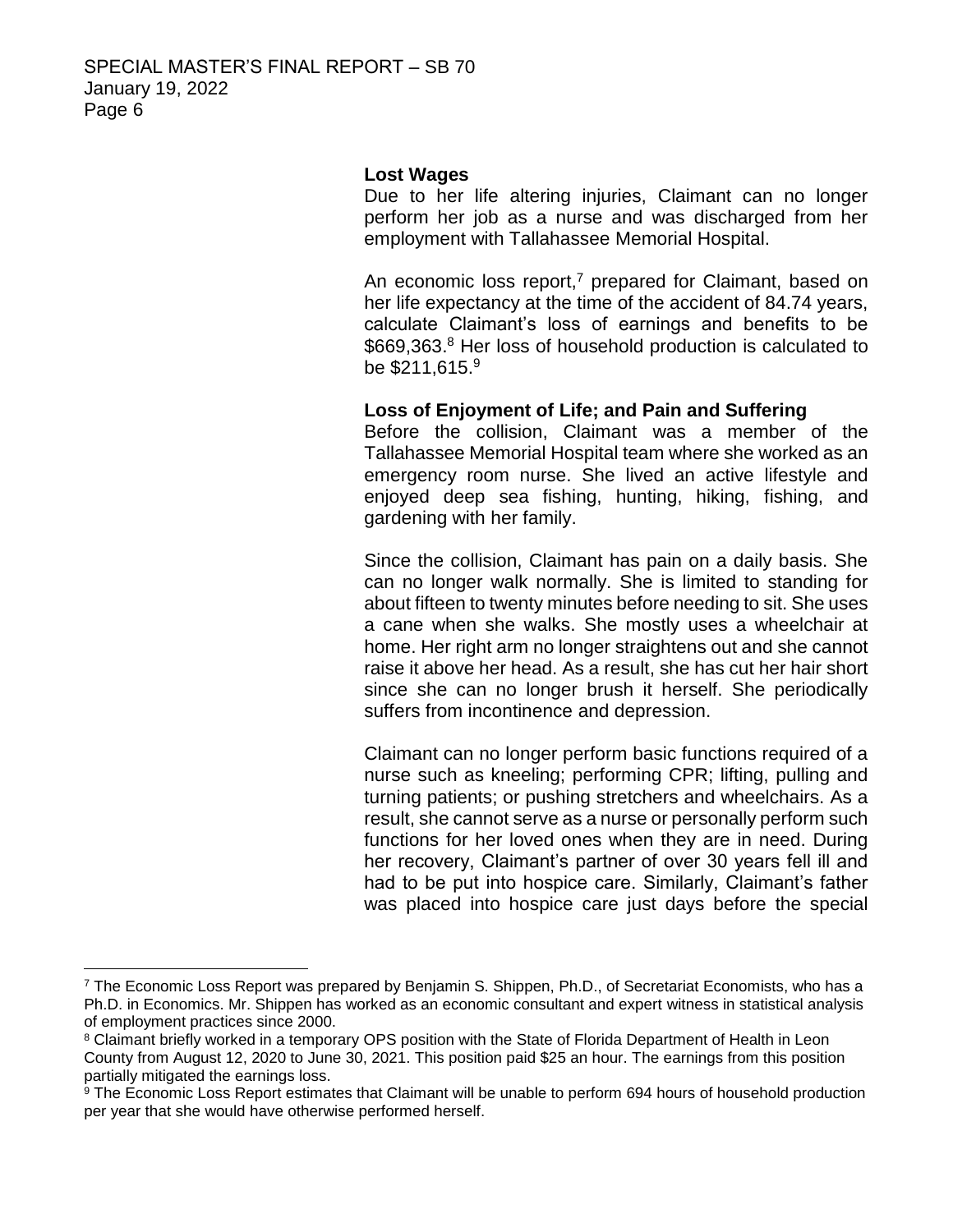**Lost Wages**

Due to her life altering injuries, Claimant can no longer perform her job as a nurse and was discharged from her employment with Tallahassee Memorial Hospital.

An economic loss report,[7] prepared for Claimant, based on her life expectancy at the time of the accident of 84.74 years, calculate Claimant's loss of earnings and benefits to be \$669,363.[8] Her loss of household production is calculated to be \$211,615.[9]

**Loss of Enjoyment of Life; and Pain and Suffering**

Before the collision, Claimant was a member of the Tallahassee Memorial Hospital team where she worked as an emergency room nurse. She lived an active lifestyle and enjoyed deep sea fishing, hunting, hiking, fishing, and gardening with her family.

Since the collision, Claimant has pain on a daily basis. She can no longer walk normally. She is limited to standing for about fifteen to twenty minutes before needing to sit. She uses a cane when she walks. She mostly uses a wheelchair at home. Her right arm no longer straightens out and she cannot raise it above her head. As a result, she has cut her hair short since she can no longer brush it herself. She periodically suffers from incontinence and depression.

Claimant can no longer perform basic functions required of a nurse such as kneeling; performing CPR; lifting, pulling and turning patients; or pushing stretchers and wheelchairs. As a result, she cannot serve as a nurse or personally perform such functions for her loved ones when they are in need. During her recovery, Claimant's partner of over 30 years fell ill and had to be put into hospice care. Similarly, Claimant's father was placed into hospice care just days before the special

---

[7] The Economic Loss Report was prepared by Benjamin S. Shippen, Ph.D., of Secretariat Economists, who has a Ph.D. in Economics. Mr. Shippen has worked as an economic consultant and expert witness in statistical analysis of employment practices since 2000.

[8] Claimant briefly worked in a temporary OPS position with the State of Florida Department of Health in Leon County from August 12, 2020 to June 30, 2021. This position paid \$25 an hour. The earnings from this position partially mitigated the earnings loss.

[9] The Economic Loss Report estimates that Claimant will be unable to perform 694 hours of household production per year that she would have otherwise performed herself.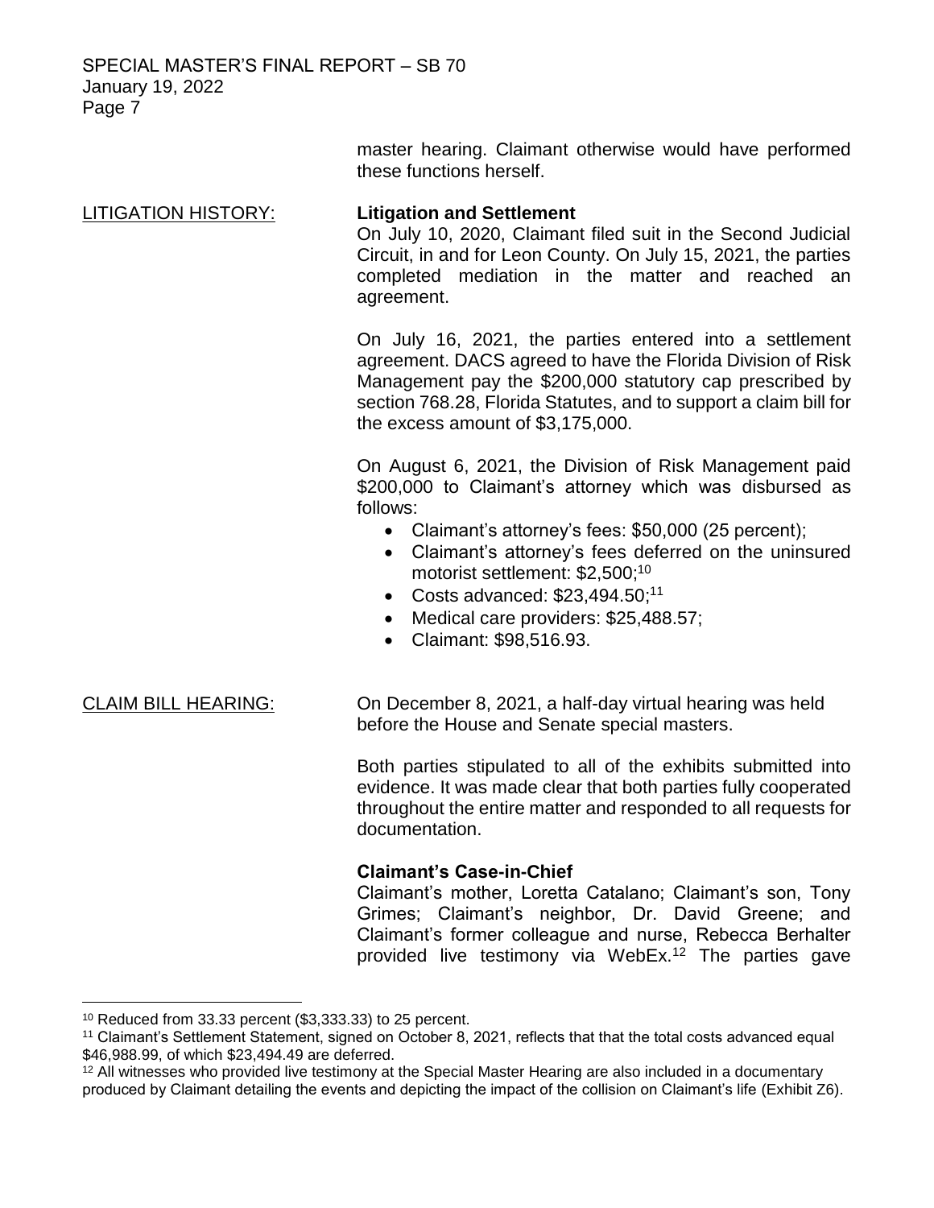master hearing. Claimant otherwise would have performed these functions herself.

LITIGATION HISTORY:

**Litigation and Settlement**

On July 10, 2020, Claimant filed suit in the Second Judicial Circuit, in and for Leon County. On July 15, 2021, the parties completed mediation in the matter and reached an agreement.

On July 16, 2021, the parties entered into a settlement agreement. DACS agreed to have the Florida Division of Risk Management pay the $200,000 statutory cap prescribed by section 768.28, Florida Statutes, and to support a claim bill for the excess amount of $3,175,000.

On August 6, 2021, the Division of Risk Management paid $200,000 to Claimant's attorney which was disbursed as follows:

- Claimant's attorney's fees: $50,000 (25 percent);
- Claimant's attorney's fees deferred on the uninsured motorist settlement: $2,500;[10]
- Costs advanced: $23,494.50;[11]
- Medical care providers: $25,488.57;
- Claimant: $98,516.93.

CLAIM BILL HEARING:

On December 8, 2021, a half-day virtual hearing was held before the House and Senate special masters.

Both parties stipulated to all of the exhibits submitted into evidence. It was made clear that both parties fully cooperated throughout the entire matter and responded to all requests for documentation.

**Claimant's Case-in-Chief**

Claimant's mother, Loretta Catalano; Claimant's son, Tony Grimes; Claimant's neighbor, Dr. David Greene; and Claimant's former colleague and nurse, Rebecca Berhalter provided live testimony via WebEx.[12] The parties gave

---

[10] Reduced from 33.33 percent ($3,333.33) to 25 percent.

[11] Claimant's Settlement Statement, signed on October 8, 2021, reflects that that the total costs advanced equal $46,988.99, of which $23,494.49 are deferred.

[12] All witnesses who provided live testimony at the Special Master Hearing are also included in a documentary produced by Claimant detailing the events and depicting the impact of the collision on Claimant's life (Exhibit Z6).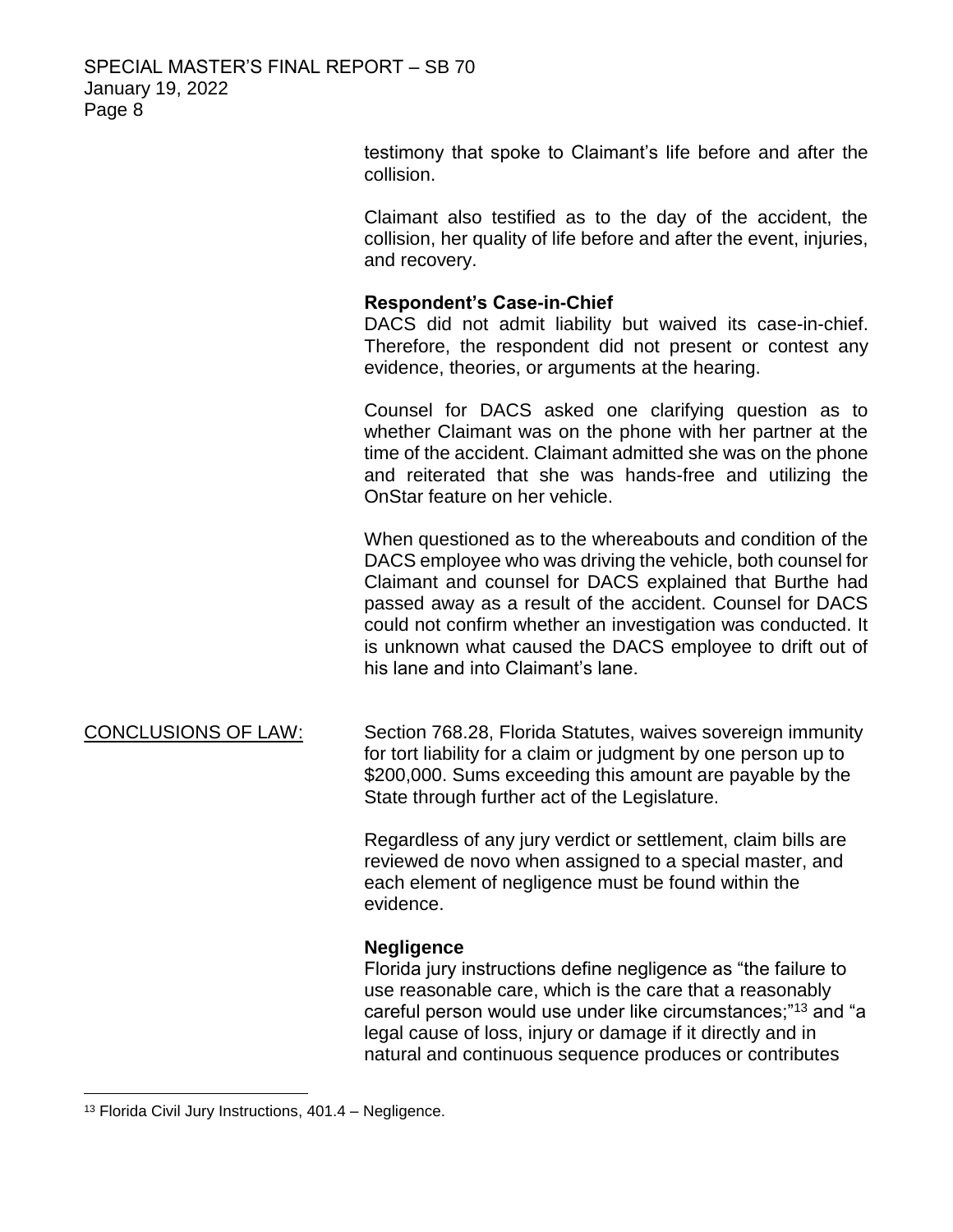testimony that spoke to Claimant's life before and after the collision.

Claimant also testified as to the day of the accident, the collision, her quality of life before and after the event, injuries, and recovery.

**Respondent's Case-in-Chief**

DACS did not admit liability but waived its case-in-chief. Therefore, the respondent did not present or contest any evidence, theories, or arguments at the hearing.

Counsel for DACS asked one clarifying question as to whether Claimant was on the phone with her partner at the time of the accident. Claimant admitted she was on the phone and reiterated that she was hands-free and utilizing the OnStar feature on her vehicle.

When questioned as to the whereabouts and condition of the DACS employee who was driving the vehicle, both counsel for Claimant and counsel for DACS explained that Burthe had passed away as a result of the accident. Counsel for DACS could not confirm whether an investigation was conducted. It is unknown what caused the DACS employee to drift out of his lane and into Claimant's lane.

CONCLUSIONS OF LAW: Section 768.28, Florida Statutes, waives sovereign immunity for tort liability for a claim or judgment by one person up to $200,000. Sums exceeding this amount are payable by the State through further act of the Legislature.

Regardless of any jury verdict or settlement, claim bills are reviewed de novo when assigned to a special master, and each element of negligence must be found within the evidence.

**Negligence**

Florida jury instructions define negligence as "the failure to use reasonable care, which is the care that a reasonably careful person would use under like circumstances;"[13] and "a legal cause of loss, injury or damage if it directly and in natural and continuous sequence produces or contributes

[13] Florida Civil Jury Instructions, 401.4 – Negligence.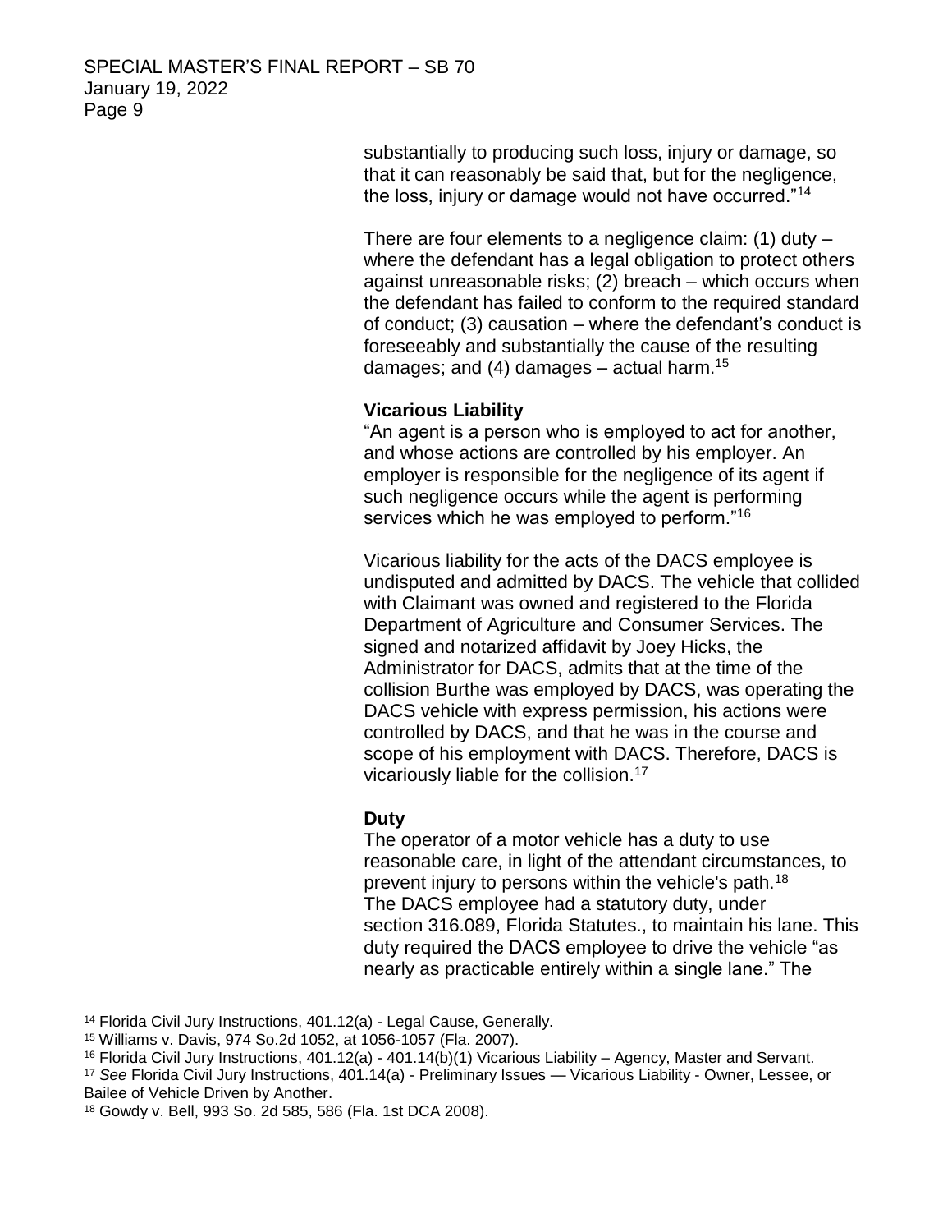substantially to producing such loss, injury or damage, so that it can reasonably be said that, but for the negligence, the loss, injury or damage would not have occurred."[14]

There are four elements to a negligence claim: (1) duty – where the defendant has a legal obligation to protect others against unreasonable risks; (2) breach – which occurs when the defendant has failed to conform to the required standard of conduct; (3) causation – where the defendant's conduct is foreseeably and substantially the cause of the resulting damages; and (4) damages – actual harm.[15]

**Vicarious Liability**

"An agent is a person who is employed to act for another, and whose actions are controlled by his employer. An employer is responsible for the negligence of its agent if such negligence occurs while the agent is performing services which he was employed to perform."[16]

Vicarious liability for the acts of the DACS employee is undisputed and admitted by DACS. The vehicle that collided with Claimant was owned and registered to the Florida Department of Agriculture and Consumer Services. The signed and notarized affidavit by Joey Hicks, the Administrator for DACS, admits that at the time of the collision Burthe was employed by DACS, was operating the DACS vehicle with express permission, his actions were controlled by DACS, and that he was in the course and scope of his employment with DACS. Therefore, DACS is vicariously liable for the collision.[17]

**Duty**

The operator of a motor vehicle has a duty to use reasonable care, in light of the attendant circumstances, to prevent injury to persons within the vehicle's path.[18] The DACS employee had a statutory duty, under section 316.089, Florida Statutes., to maintain his lane. This duty required the DACS employee to drive the vehicle "as nearly as practicable entirely within a single lane." The

---

[14] Florida Civil Jury Instructions, 401.12(a) - Legal Cause, Generally.

[15] Williams v. Davis, 974 So.2d 1052, at 1056-1057 (Fla. 2007).

[16] Florida Civil Jury Instructions, 401.12(a) - 401.14(b)(1) Vicarious Liability – Agency, Master and Servant.

[17] *See* Florida Civil Jury Instructions, 401.14(a) - Preliminary Issues — Vicarious Liability - Owner, Lessee, or Bailee of Vehicle Driven by Another.

[18] Gowdy v. Bell, 993 So. 2d 585, 586 (Fla. 1st DCA 2008).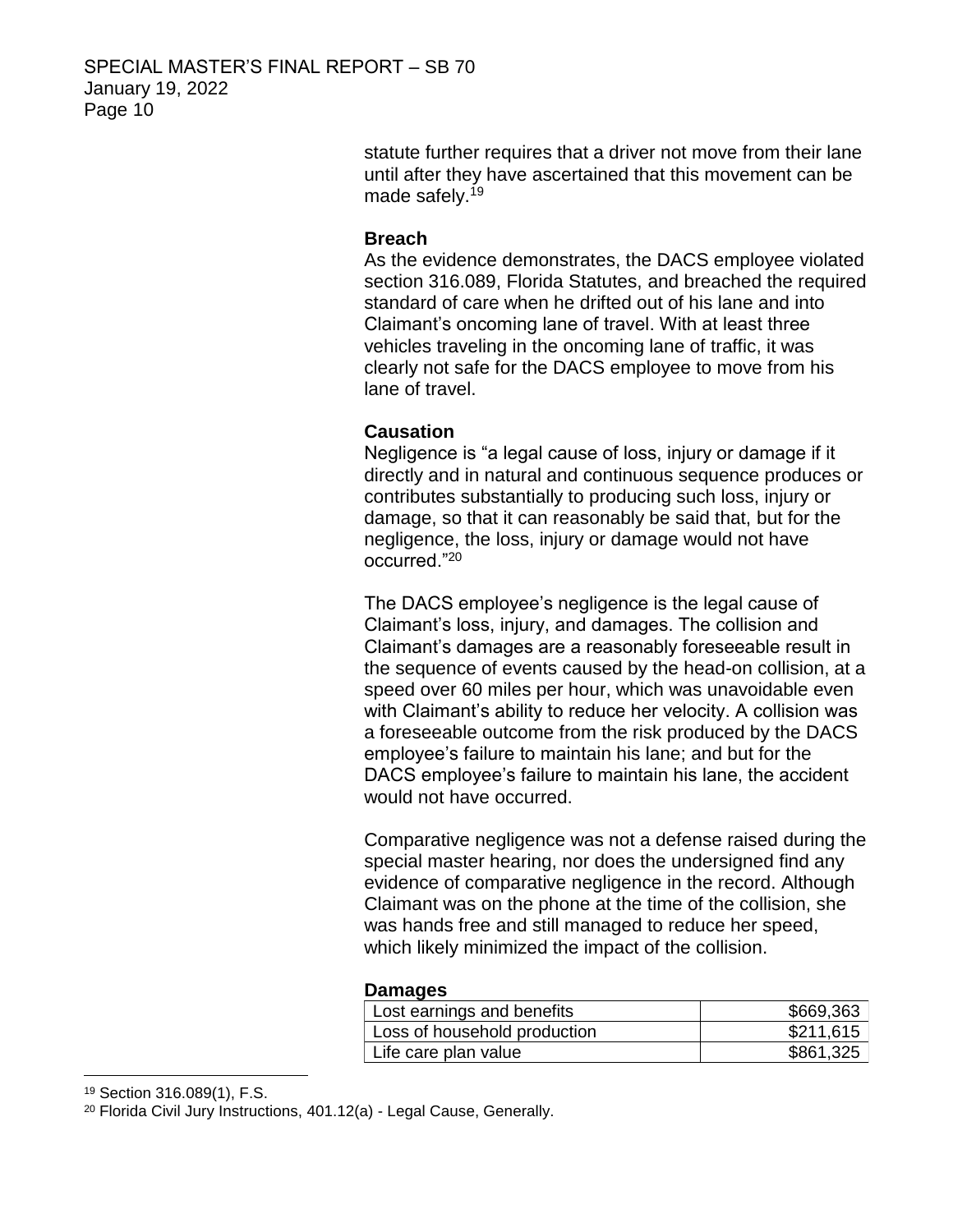statute further requires that a driver not move from their lane until after they have ascertained that this movement can be made safely.[19]

**Breach**

As the evidence demonstrates, the DACS employee violated section 316.089, Florida Statutes, and breached the required standard of care when he drifted out of his lane and into Claimant's oncoming lane of travel. With at least three vehicles traveling in the oncoming lane of traffic, it was clearly not safe for the DACS employee to move from his lane of travel.

**Causation**

Negligence is "a legal cause of loss, injury or damage if it directly and in natural and continuous sequence produces or contributes substantially to producing such loss, injury or damage, so that it can reasonably be said that, but for the negligence, the loss, injury or damage would not have occurred."[20]

The DACS employee's negligence is the legal cause of Claimant's loss, injury, and damages. The collision and Claimant's damages are a reasonably foreseeable result in the sequence of events caused by the head-on collision, at a speed over 60 miles per hour, which was unavoidable even with Claimant's ability to reduce her velocity. A collision was a foreseeable outcome from the risk produced by the DACS employee's failure to maintain his lane; and but for the DACS employee's failure to maintain his lane, the accident would not have occurred.

Comparative negligence was not a defense raised during the special master hearing, nor does the undersigned find any evidence of comparative negligence in the record. Although Claimant was on the phone at the time of the collision, she was hands free and still managed to reduce her speed, which likely minimized the impact of the collision.

**Damages**

| | |
|---|---:|
| Lost earnings and benefits | \$669,363 |
| Loss of household production | \$211,615 |
| Life care plan value | \$861,325 |

[19] Section 316.089(1), F.S.

[20] Florida Civil Jury Instructions, 401.12(a) - Legal Cause, Generally.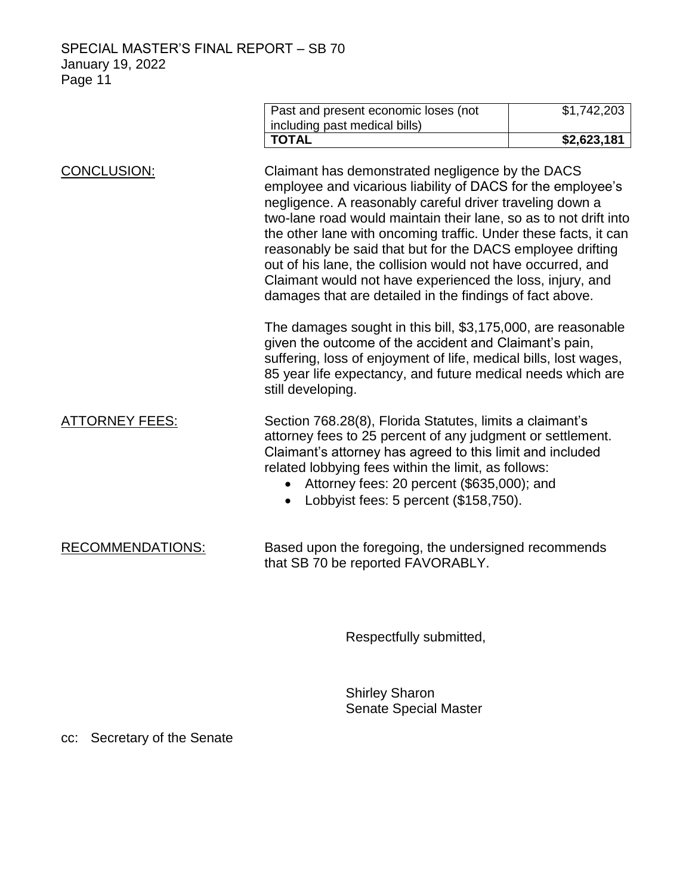| | |
|---|---|
| Past and present economic loses (not including past medical bills) | $1,742,203 |
| **TOTAL** | **$2,623,181** |

CONCLUSION:

Claimant has demonstrated negligence by the DACS employee and vicarious liability of DACS for the employee's negligence. A reasonably careful driver traveling down a two-lane road would maintain their lane, so as to not drift into the other lane with oncoming traffic. Under these facts, it can reasonably be said that but for the DACS employee drifting out of his lane, the collision would not have occurred, and Claimant would not have experienced the loss, injury, and damages that are detailed in the findings of fact above.

The damages sought in this bill, $3,175,000, are reasonable given the outcome of the accident and Claimant's pain, suffering, loss of enjoyment of life, medical bills, lost wages, 85 year life expectancy, and future medical needs which are still developing.

ATTORNEY FEES:

Section 768.28(8), Florida Statutes, limits a claimant's attorney fees to 25 percent of any judgment or settlement. Claimant's attorney has agreed to this limit and included related lobbying fees within the limit, as follows:

- Attorney fees: 20 percent ($635,000); and
- Lobbyist fees: 5 percent ($158,750).

RECOMMENDATIONS:

Based upon the foregoing, the undersigned recommends that SB 70 be reported FAVORABLY.

Respectfully submitted,

Shirley Sharon
Senate Special Master

cc: Secretary of the Senate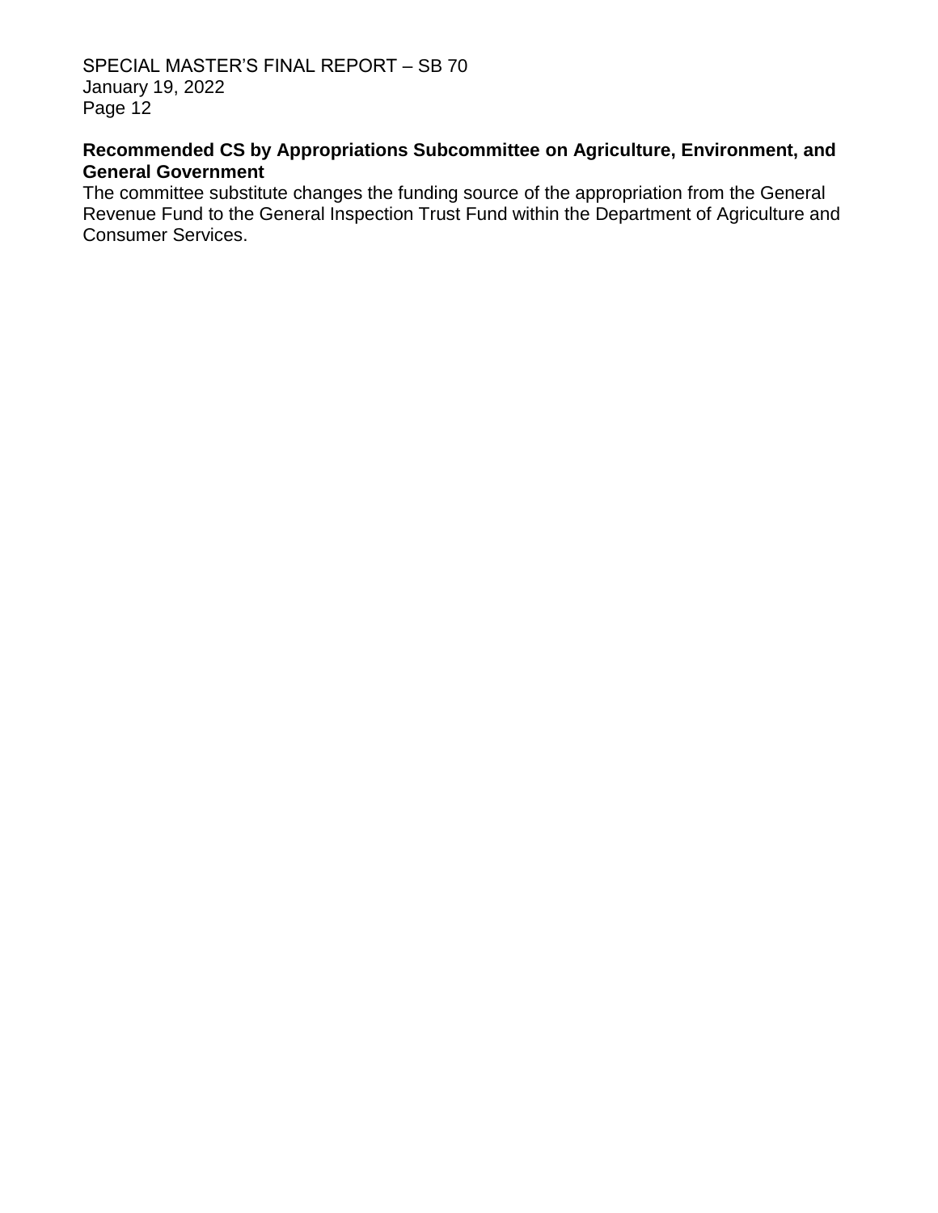**Recommended CS by Appropriations Subcommittee on Agriculture, Environment, and General Government**

The committee substitute changes the funding source of the appropriation from the General Revenue Fund to the General Inspection Trust Fund within the Department of Agriculture and Consumer Services.